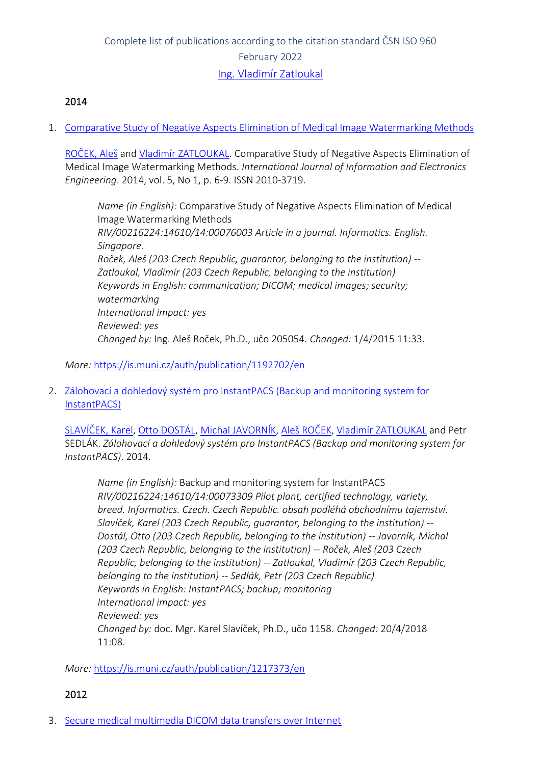Complete list of publications according to the citation standard ČSN ISO 960

February 2022

[Ing. Vladimír Zatloukal]

## 2014

1. [Comparative Study of Negative Aspects Elimination of Medical Image Watermarking Methods]

   [ROČEK, Aleš] and [Vladimír ZATLOUKAL]. Comparative Study of Negative Aspects Elimination of Medical Image Watermarking Methods. *International Journal of Information and Electronics Engineering*. 2014, vol. 5, No 1, p. 6-9. ISSN 2010-3719.

   > *Name (in English):* Comparative Study of Negative Aspects Elimination of Medical Image Watermarking Methods
   > *RIV/00216224:14610/14:00076003 Article in a journal. Informatics. English. Singapore.*
   > *Roček, Aleš (203 Czech Republic, guarantor, belonging to the institution) -- Zatloukal, Vladimír (203 Czech Republic, belonging to the institution)*
   > *Keywords in English: communication; DICOM; medical images; security; watermarking*
   > *International impact: yes*
   > *Reviewed: yes*
   > *Changed by:* Ing. Aleš Roček, Ph.D., učo 205054. *Changed:* 1/4/2015 11:33.

   *More:* https://is.muni.cz/auth/publication/1192702/en

2. [Zálohovací a dohledový systém pro InstantPACS (Backup and monitoring system for InstantPACS)]

   [SLAVÍČEK, Karel], [Otto DOSTÁL], [Michal JAVORNÍK], [Aleš ROČEK], [Vladimír ZATLOUKAL] and Petr SEDLÁK. *Zálohovací a dohledový systém pro InstantPACS (Backup and monitoring system for InstantPACS)*. 2014.

   > *Name (in English):* Backup and monitoring system for InstantPACS
   > *RIV/00216224:14610/14:00073309 Pilot plant, certified technology, variety, breed. Informatics. Czech. Czech Republic. obsah podléhá obchodnímu tajemství.*
   > *Slavíček, Karel (203 Czech Republic, guarantor, belonging to the institution) -- Dostál, Otto (203 Czech Republic, belonging to the institution) -- Javorník, Michal (203 Czech Republic, belonging to the institution) -- Roček, Aleš (203 Czech Republic, belonging to the institution) -- Zatloukal, Vladimír (203 Czech Republic, belonging to the institution) -- Sedlák, Petr (203 Czech Republic)*
   > *Keywords in English: InstantPACS; backup; monitoring*
   > *International impact: yes*
   > *Reviewed: yes*
   > *Changed by:* doc. Mgr. Karel Slavíček, Ph.D., učo 1158. *Changed:* 20/4/2018 11:08.

   *More:* https://is.muni.cz/auth/publication/1217373/en

## 2012

3. [Secure medical multimedia DICOM data transfers over Internet]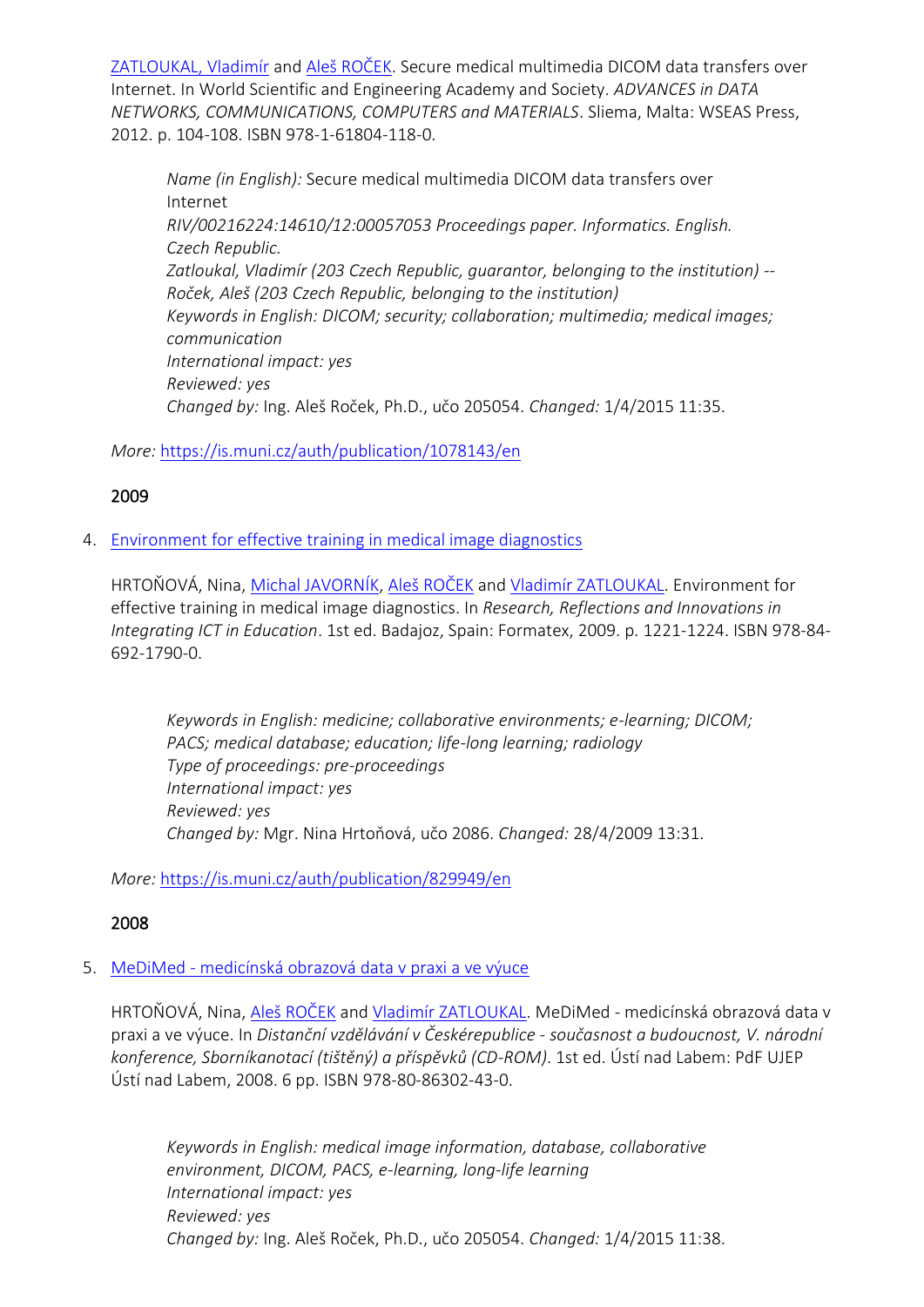[ZATLOUKAL, Vladimír](#) and [Aleš ROČEK](#). Secure medical multimedia DICOM data transfers over Internet. In World Scientific and Engineering Academy and Society. *ADVANCES in DATA NETWORKS, COMMUNICATIONS, COMPUTERS and MATERIALS*. Sliema, Malta: WSEAS Press, 2012. p. 104-108. ISBN 978-1-61804-118-0.

> *Name (in English):* Secure medical multimedia DICOM data transfers over Internet
> *RIV/00216224:14610/12:00057053 Proceedings paper. Informatics. English. Czech Republic.*
> *Zatloukal, Vladimír (203 Czech Republic, guarantor, belonging to the institution) -- Roček, Aleš (203 Czech Republic, belonging to the institution)*
> *Keywords in English: DICOM; security; collaboration; multimedia; medical images; communication*
> *International impact: yes*
> *Reviewed: yes*
> *Changed by:* Ing. Aleš Roček, Ph.D., učo 205054. *Changed:* 1/4/2015 11:35.

*More:* https://is.muni.cz/auth/publication/1078143/en

## 2009

4. [Environment for effective training in medical image diagnostics](#)

   HRTOŇOVÁ, Nina, [Michal JAVORNÍK](#), [Aleš ROČEK](#) and [Vladimír ZATLOUKAL](#). Environment for effective training in medical image diagnostics. In *Research, Reflections and Innovations in Integrating ICT in Education*. 1st ed. Badajoz, Spain: Formatex, 2009. p. 1221-1224. ISBN 978-84-692-1790-0.

   > *Keywords in English: medicine; collaborative environments; e-learning; DICOM; PACS; medical database; education; life-long learning; radiology*
   > *Type of proceedings: pre-proceedings*
   > *International impact: yes*
   > *Reviewed: yes*
   > *Changed by:* Mgr. Nina Hrtoňová, učo 2086. *Changed:* 28/4/2009 13:31.

   *More:* https://is.muni.cz/auth/publication/829949/en

## 2008

5. [MeDiMed - medicínská obrazová data v praxi a ve výuce](#)

   HRTOŇOVÁ, Nina, [Aleš ROČEK](#) and [Vladimír ZATLOUKAL](#). MeDiMed - medicínská obrazová data v praxi a ve výuce. In *Distanční vzdělávání v Českérepublice - současnost a budoucnost, V. národní konference, Sborníkanotací (tištěný) a příspěvků (CD-ROM)*. 1st ed. Ústí nad Labem: PdF UJEP Ústí nad Labem, 2008. 6 pp. ISBN 978-80-86302-43-0.

   > *Keywords in English: medical image information, database, collaborative environment, DICOM, PACS, e-learning, long-life learning*
   > *International impact: yes*
   > *Reviewed: yes*
   > *Changed by:* Ing. Aleš Roček, Ph.D., učo 205054. *Changed:* 1/4/2015 11:38.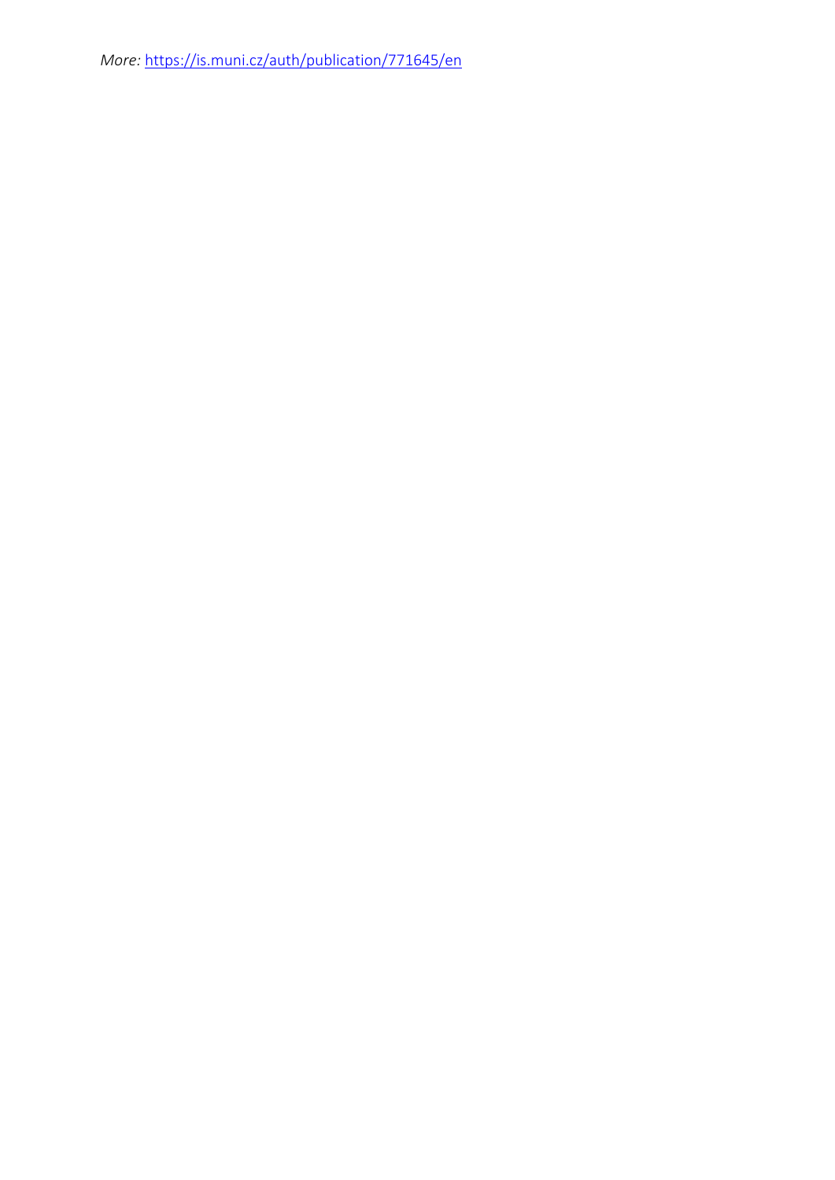*More:* [https://is.muni.cz/auth/publication/771645/en](https://is.muni.cz/auth/publication/771645/en)